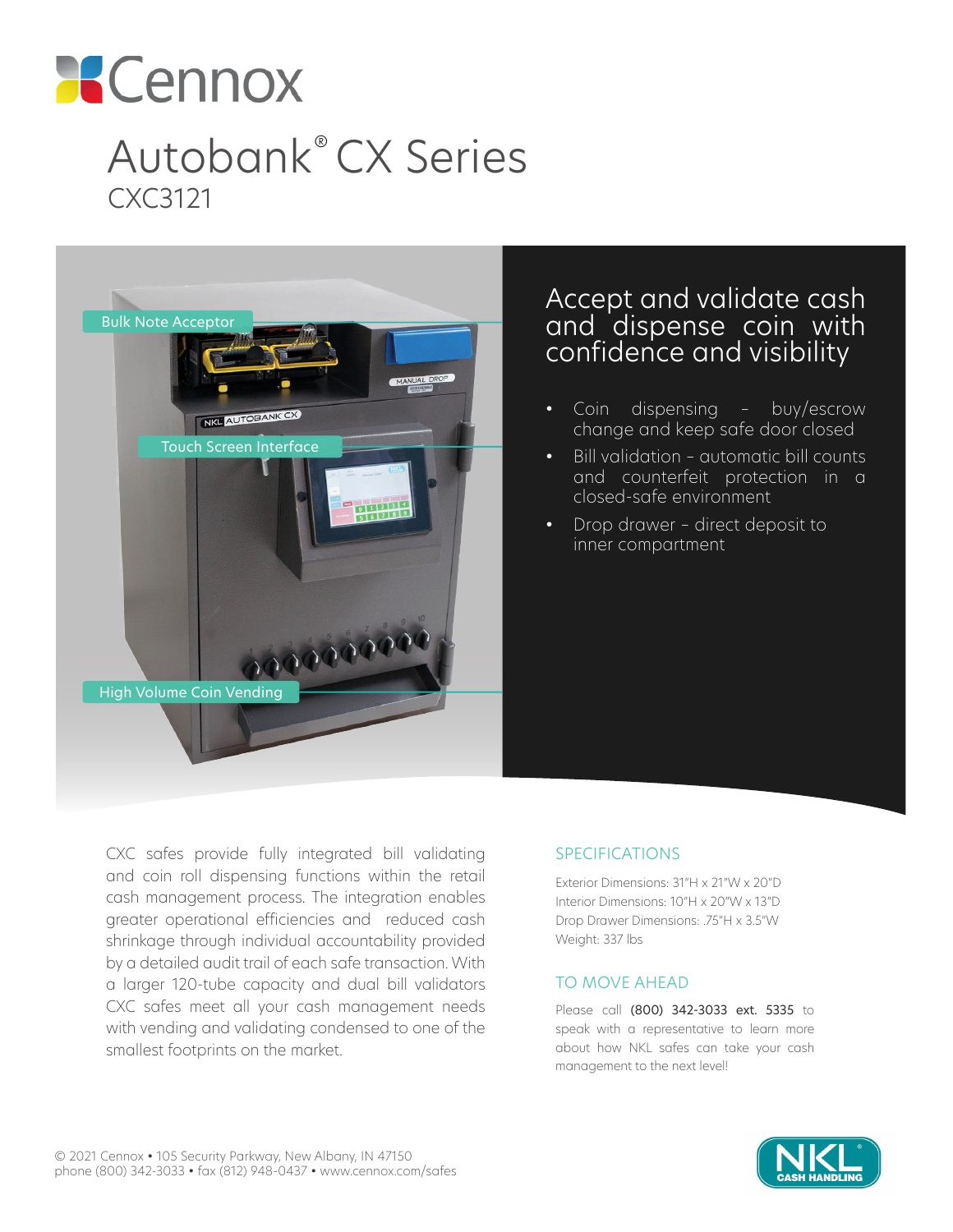Cennox

# Autobank® CX Series

## CXC3121

Bulk Note Acceptor

Touch Screen Interface

High Volume Coin Vending

## Accept and validate cash and dispense coin with confidence and visibility

- Coin dispensing – buy/escrow change and keep safe door closed
- Bill validation – automatic bill counts and counterfeit protection in a closed-safe environment
- Drop drawer – direct deposit to inner compartment

CXC safes provide fully integrated bill validating and coin roll dispensing functions within the retail cash management process. The integration enables greater operational efficiencies and reduced cash shrinkage through individual accountability provided by a detailed audit trail of each safe transaction. With a larger 120-tube capacity and dual bill validators CXC safes meet all your cash management needs with vending and validating condensed to one of the smallest footprints on the market.

### SPECIFICATIONS

Exterior Dimensions: 31"H x 21"W x 20"D
Interior Dimensions: 10"H x 20"W x 13"D
Drop Drawer Dimensions: .75"H x 3.5"W
Weight: 337 lbs

### TO MOVE AHEAD

Please call (800) 342-3033 ext. 5335 to speak with a representative to learn more about how NKL safes can take your cash management to the next level!

© 2021 Cennox • 105 Security Parkway, New Albany, IN 47150
phone (800) 342-3033 • fax (812) 948-0437 • www.cennox.com/safes

NKL® CASH HANDLING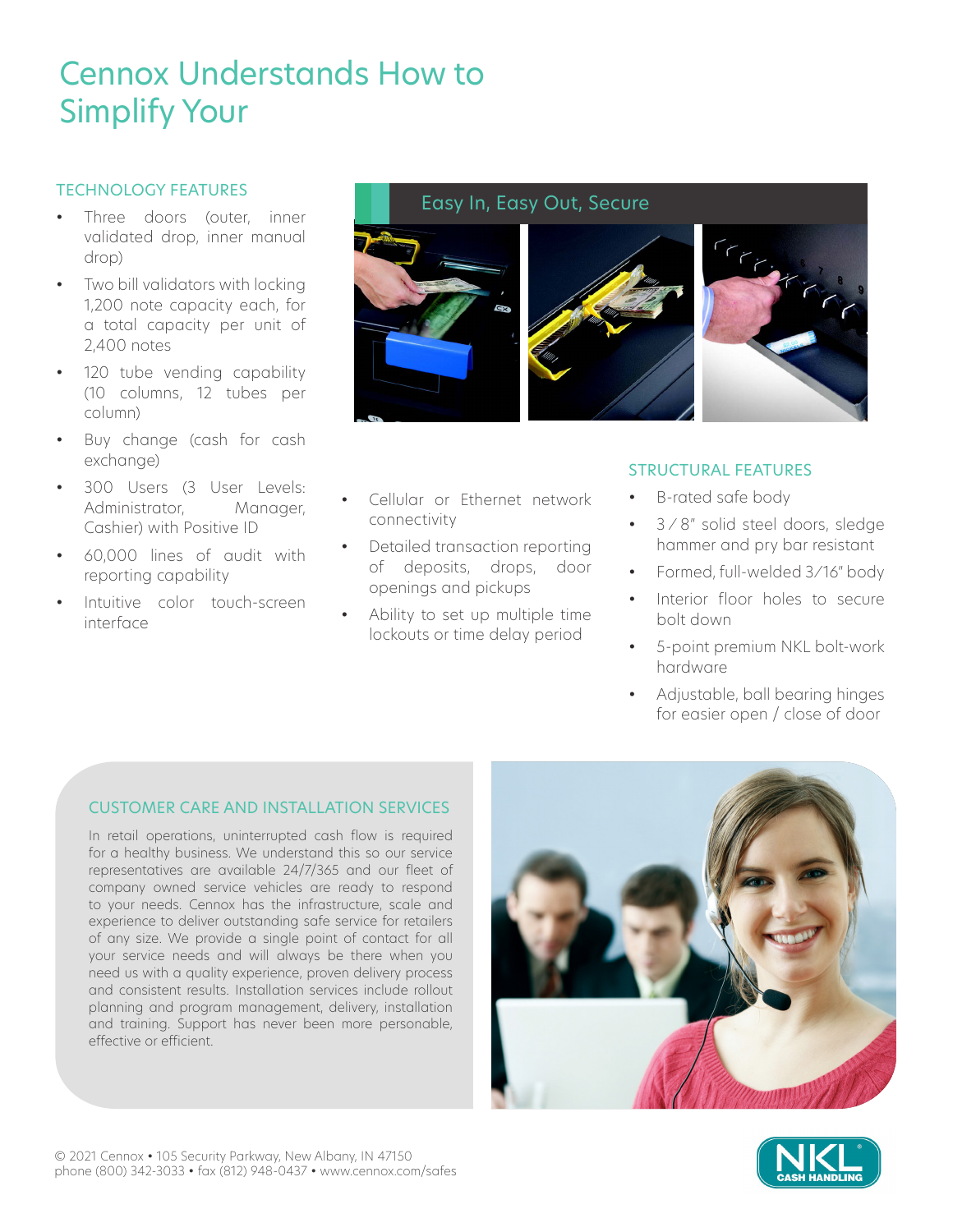# Cennox Understands How to Simplify Your

## TECHNOLOGY FEATURES

- Three doors (outer, inner validated drop, inner manual drop)
- Two bill validators with locking 1,200 note capacity each, for a total capacity per unit of 2,400 notes
- 120 tube vending capability (10 columns, 12 tubes per column)
- Buy change (cash for cash exchange)
- 300 Users (3 User Levels: Administrator, Manager, Cashier) with Positive ID
- 60,000 lines of audit with reporting capability
- Intuitive color touch-screen interface
- Cellular or Ethernet network connectivity
- Detailed transaction reporting of deposits, drops, door openings and pickups
- Ability to set up multiple time lockouts or time delay period

## Easy In, Easy Out, Secure

## STRUCTURAL FEATURES

- B-rated safe body
- 3 / 8" solid steel doors, sledge hammer and pry bar resistant
- Formed, full-welded 3/16" body
- Interior floor holes to secure bolt down
- 5-point premium NKL bolt-work hardware
- Adjustable, ball bearing hinges for easier open / close of door

## CUSTOMER CARE AND INSTALLATION SERVICES

In retail operations, uninterrupted cash flow is required for a healthy business. We understand this so our service representatives are available 24/7/365 and our fleet of company owned service vehicles are ready to respond to your needs. Cennox has the infrastructure, scale and experience to deliver outstanding safe service for retailers of any size. We provide a single point of contact for all your service needs and will always be there when you need us with a quality experience, proven delivery process and consistent results. Installation services include rollout planning and program management, delivery, installation and training. Support has never been more personable, effective or efficient.

© 2021 Cennox • 105 Security Parkway, New Albany, IN 47150
phone (800) 342-3033 • fax (812) 948-0437 • www.cennox.com/safes

NKL CASH HANDLING